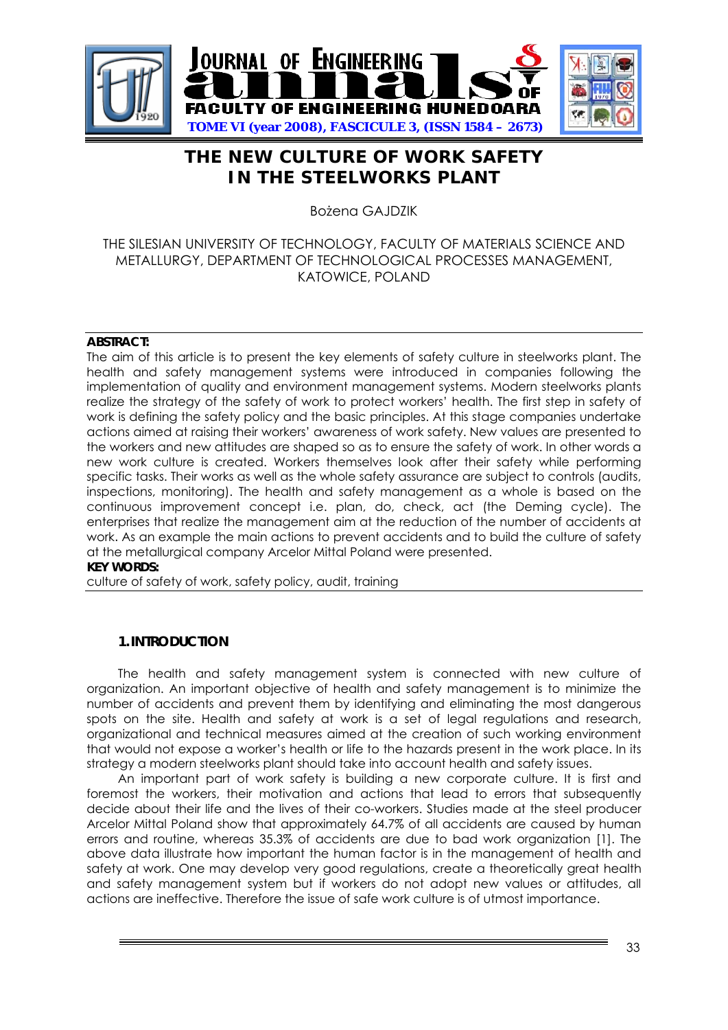# THE NEW CULTURE OF WORK SAFETY IN THE STEELWORKS PLANT

Bożena GAJDZIK

THE SILESIAN UNIVERSITY OF TECHNOLOGY, FACULTY OF MATERIALS SCIENCE AND METALLURGY, DEPARTMENT OF TECHNOLOGICAL PROCESSES MANAGEMENT, KATOWICE, POLAND

**ABSTRACT:**

The aim of this article is to present the key elements of safety culture in steelworks plant. The health and safety management systems were introduced in companies following the implementation of quality and environment management systems. Modern steelworks plants realize the strategy of the safety of work to protect workers' health. The first step in safety of work is defining the safety policy and the basic principles. At this stage companies undertake actions aimed at raising their workers' awareness of work safety. New values are presented to the workers and new attitudes are shaped so as to ensure the safety of work. In other words a new work culture is created. Workers themselves look after their safety while performing specific tasks. Their works as well as the whole safety assurance are subject to controls (audits, inspections, monitoring). The health and safety management as a whole is based on the continuous improvement concept i.e. plan, do, check, act (the Deming cycle). The enterprises that realize the management aim at the reduction of the number of accidents at work. As an example the main actions to prevent accidents and to build the culture of safety at the metallurgical company Arcelor Mittal Poland were presented.

**KEY WORDS:**

culture of safety of work, safety policy, audit, training

## 1. INTRODUCTION

The health and safety management system is connected with new culture of organization. An important objective of health and safety management is to minimize the number of accidents and prevent them by identifying and eliminating the most dangerous spots on the site. Health and safety at work is a set of legal regulations and research, organizational and technical measures aimed at the creation of such working environment that would not expose a worker's health or life to the hazards present in the work place. In its strategy a modern steelworks plant should take into account health and safety issues.

An important part of work safety is building a new corporate culture. It is first and foremost the workers, their motivation and actions that lead to errors that subsequently decide about their life and the lives of their co-workers. Studies made at the steel producer Arcelor Mittal Poland show that approximately 64.7% of all accidents are caused by human errors and routine, whereas 35.3% of accidents are due to bad work organization [1]. The above data illustrate how important the human factor is in the management of health and safety at work. One may develop very good regulations, create a theoretically great health and safety management system but if workers do not adopt new values or attitudes, all actions are ineffective. Therefore the issue of safe work culture is of utmost importance.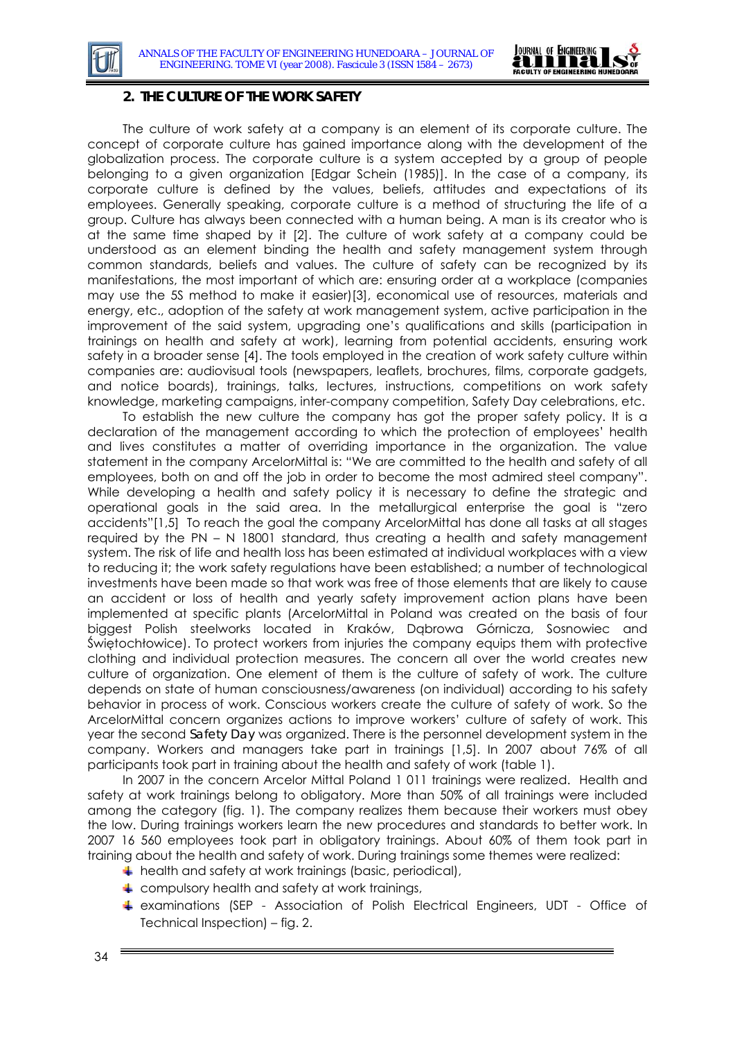## 2. THE CULTURE OF THE WORK SAFETY

The culture of work safety at a company is an element of its corporate culture. The concept of corporate culture has gained importance along with the development of the globalization process. The corporate culture is a system accepted by a group of people belonging to a given organization [Edgar Schein (1985)]. In the case of a company, its corporate culture is defined by the values, beliefs, attitudes and expectations of its employees. Generally speaking, corporate culture is a method of structuring the life of a group. Culture has always been connected with a human being. A man is its creator who is at the same time shaped by it [2]. The culture of work safety at a company could be understood as an element binding the health and safety management system through common standards, beliefs and values. The culture of safety can be recognized by its manifestations, the most important of which are: ensuring order at a workplace (companies may use the 5S method to make it easier)[3], economical use of resources, materials and energy, etc., adoption of the safety at work management system, active participation in the improvement of the said system, upgrading one's qualifications and skills (participation in trainings on health and safety at work), learning from potential accidents, ensuring work safety in a broader sense [4]. The tools employed in the creation of work safety culture within companies are: audiovisual tools (newspapers, leaflets, brochures, films, corporate gadgets, and notice boards), trainings, talks, lectures, instructions, competitions on work safety knowledge, marketing campaigns, inter-company competition, Safety Day celebrations, etc.

To establish the new culture the company has got the proper safety policy. It is a declaration of the management according to which the protection of employees' health and lives constitutes a matter of overriding importance in the organization. The value statement in the company ArcelorMittal is: "We are committed to the health and safety of all employees, both on and off the job in order to become the most admired steel company". While developing a health and safety policy it is necessary to define the strategic and operational goals in the said area. In the metallurgical enterprise the goal is "zero accidents"[1,5] To reach the goal the company ArcelorMittal has done all tasks at all stages required by the PN – N 18001 standard, thus creating a health and safety management system. The risk of life and health loss has been estimated at individual workplaces with a view to reducing it; the work safety regulations have been established; a number of technological investments have been made so that work was free of those elements that are likely to cause an accident or loss of health and yearly safety improvement action plans have been implemented at specific plants (ArcelorMittal in Poland was created on the basis of four biggest Polish steelworks located in Kraków, Dąbrowa Górnicza, Sosnowiec and Świętochłowice). To protect workers from injuries the company equips them with protective clothing and individual protection measures. The concern all over the world creates new culture of organization. One element of them is the culture of safety of work. The culture depends on state of human consciousness/awareness (on individual) according to his safety behavior in process of work. Conscious workers create the culture of safety of work. So the ArcelorMittal concern organizes actions to improve workers' culture of safety of work. This year the second *Safety Day* was organized. There is the personnel development system in the company. Workers and managers take part in trainings [1,5]. In 2007 about 76% of all participants took part in training about the health and safety of work (table 1).

In 2007 in the concern Arcelor Mittal Poland 1 011 trainings were realized. Health and safety at work trainings belong to obligatory. More than 50% of all trainings were included among the category (fig. 1). The company realizes them because their workers must obey the low. During trainings workers learn the new procedures and standards to better work. In 2007 16 560 employees took part in obligatory trainings. About 60% of them took part in training about the health and safety of work. During trainings some themes were realized:

- health and safety at work trainings (basic, periodical),
- compulsory health and safety at work trainings,
- examinations (SEP - Association of Polish Electrical Engineers, UDT - Office of Technical Inspection) – fig. 2.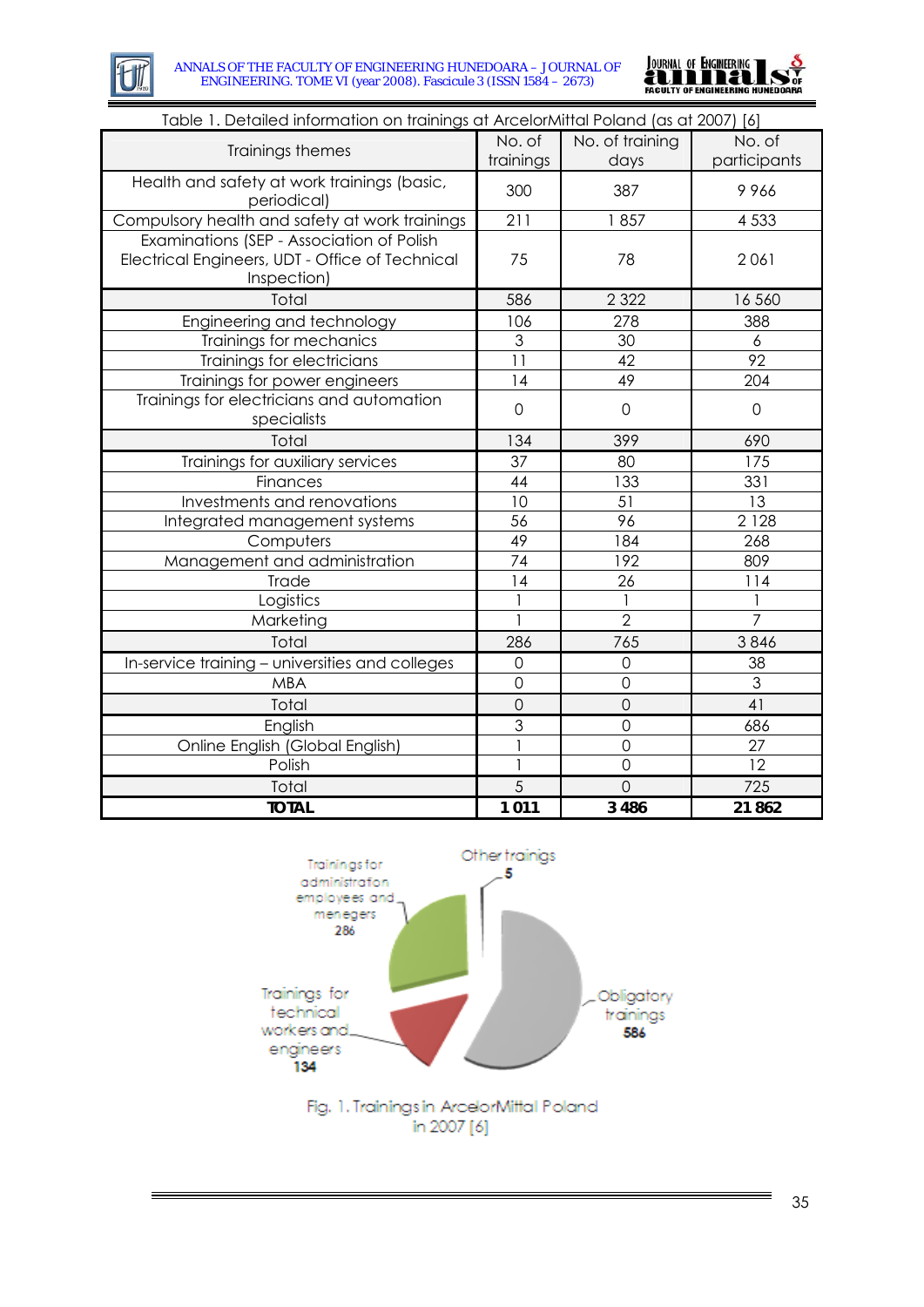Table 1. Detailed information on trainings at ArcelorMittal Poland (as at 2007) [6]

| Trainings themes | No. of trainings | No. of training days | No. of participants |
|---|---|---|---|
| Health and safety at work trainings (basic, periodical) | 300 | 387 | 9 966 |
| Compulsory health and safety at work trainings | 211 | 1 857 | 4 533 |
| Examinations (SEP - Association of Polish Electrical Engineers, UDT - Office of Technical Inspection) | 75 | 78 | 2 061 |
| Total | 586 | 2 322 | 16 560 |
| Engineering and technology | 106 | 278 | 388 |
| Trainings for mechanics | 3 | 30 | 6 |
| Trainings for electricians | 11 | 42 | 92 |
| Trainings for power engineers | 14 | 49 | 204 |
| Trainings for electricians and automation specialists | 0 | 0 | 0 |
| Total | 134 | 399 | 690 |
| Trainings for auxiliary services | 37 | 80 | 175 |
| Finances | 44 | 133 | 331 |
| Investments and renovations | 10 | 51 | 13 |
| Integrated management systems | 56 | 96 | 2 128 |
| Computers | 49 | 184 | 268 |
| Management and administration | 74 | 192 | 809 |
| Trade | 14 | 26 | 114 |
| Logistics | 1 | 1 | 1 |
| Marketing | 1 | 2 | 7 |
| Total | 286 | 765 | 3 846 |
| In-service training – universities and colleges | 0 | 0 | 38 |
| MBA | 0 | 0 | 3 |
| Total | 0 | 0 | 41 |
| English | 3 | 0 | 686 |
| Online English (Global English) | 1 | 0 | 27 |
| Polish | 1 | 0 | 12 |
| Total | 5 | 0 | 725 |
| **TOTAL** | **1 011** | **3 486** | **21 862** |

Fig. 1. Trainings in ArcelorMittal Poland in 2007 [6]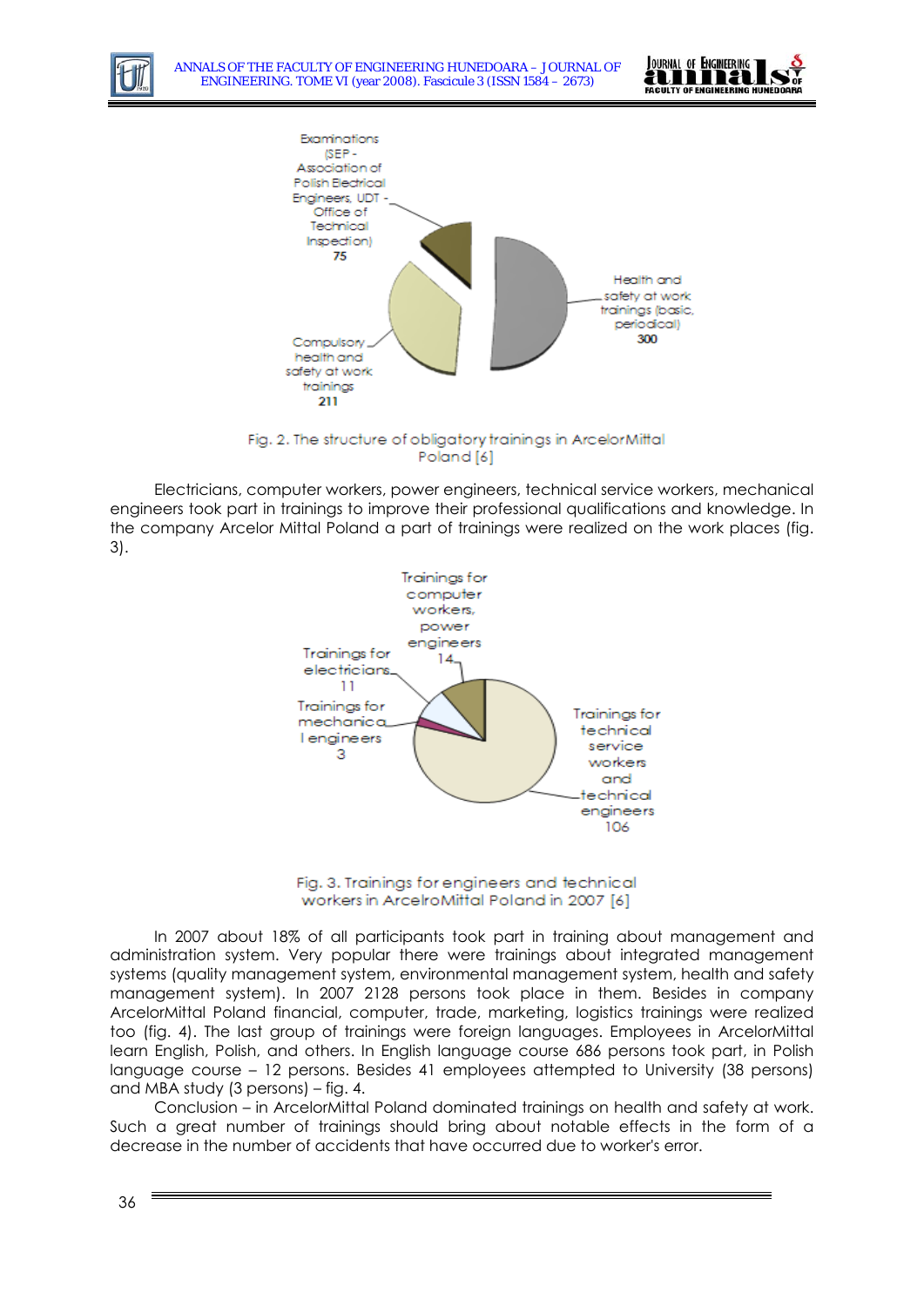Fig. 2. The structure of obligatory trainings in ArcelorMittal Poland [6]

Electricians, computer workers, power engineers, technical service workers, mechanical engineers took part in trainings to improve their professional qualifications and knowledge. In the company Arcelor Mittal Poland a part of trainings were realized on the work places (fig. 3).

Fig. 3. Trainings for engineers and technical workers in ArcelroMittal Poland in 2007 [6]

In 2007 about 18% of all participants took part in training about management and administration system. Very popular there were trainings about integrated management systems (quality management system, environmental management system, health and safety management system). In 2007 2128 persons took place in them. Besides in company ArcelorMittal Poland financial, computer, trade, marketing, logistics trainings were realized too (fig. 4). The last group of trainings were foreign languages. Employees in ArcelorMittal learn English, Polish, and others. In English language course 686 persons took part, in Polish language course – 12 persons. Besides 41 employees attempted to University (38 persons) and MBA study (3 persons) – fig. 4.

Conclusion – in ArcelorMittal Poland dominated trainings on health and safety at work. Such a great number of trainings should bring about notable effects in the form of a decrease in the number of accidents that have occurred due to worker's error.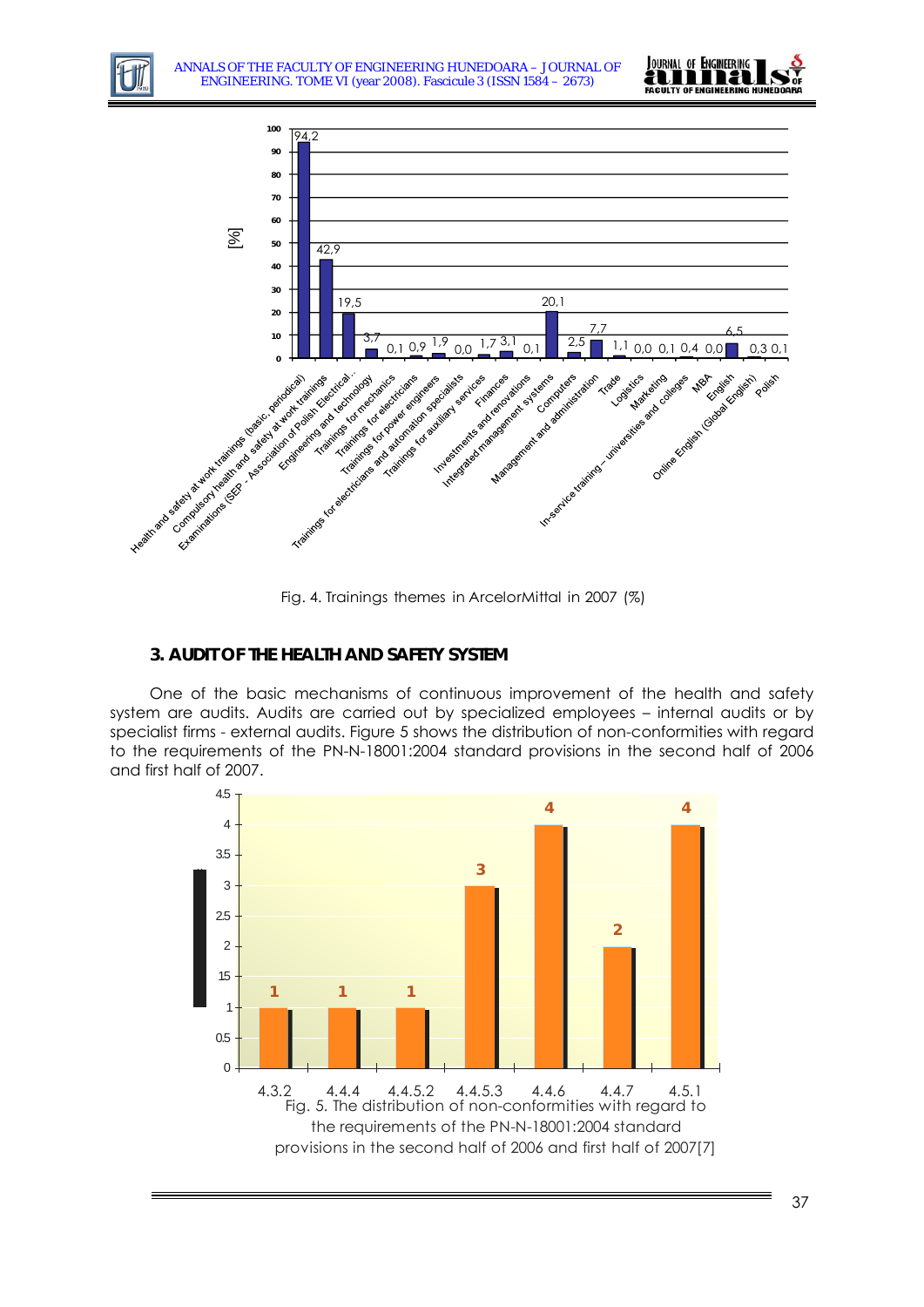Fig. 4. Trainings themes in ArcelorMittal in 2007 (%)

## 3. AUDIT OF THE HEALTH AND SAFETY SYSTEM

One of the basic mechanisms of continuous improvement of the health and safety system are audits. Audits are carried out by specialized employees – internal audits or by specialist firms - external audits. Figure 5 shows the distribution of non-conformities with regard to the requirements of the PN-N-18001:2004 standard provisions in the second half of 2006 and first half of 2007.

Fig. 5. The distribution of non-conformities with regard to the requirements of the PN-N-18001:2004 standard provisions in the second half of 2006 and first half of 2007[7]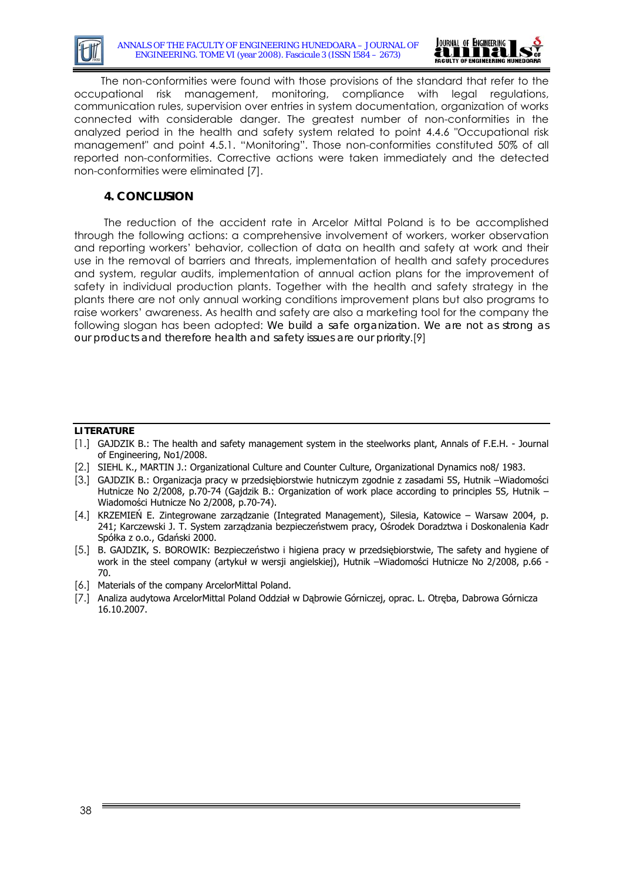The non-conformities were found with those provisions of the standard that refer to the occupational risk management, monitoring, compliance with legal regulations, communication rules, supervision over entries in system documentation, organization of works connected with considerable danger. The greatest number of non-conformities in the analyzed period in the health and safety system related to point 4.4.6 "Occupational risk management" and point 4.5.1. "Monitoring". Those non-conformities constituted 50% of all reported non-conformities. Corrective actions were taken immediately and the detected non-conformities were eliminated [7].

## 4. CONCLUSION

The reduction of the accident rate in Arcelor Mittal Poland is to be accomplished through the following actions: a comprehensive involvement of workers, worker observation and reporting workers' behavior, collection of data on health and safety at work and their use in the removal of barriers and threats, implementation of health and safety procedures and system, regular audits, implementation of annual action plans for the improvement of safety in individual production plants. Together with the health and safety strategy in the plants there are not only annual working conditions improvement plans but also programs to raise workers' awareness. As health and safety are also a marketing tool for the company the following slogan has been adopted: *We build a safe organization. We are not as strong as our products and therefore health and safety issues are our priority*.[9]

## LITERATURE

[1.] GAJDZIK B.: The health and safety management system in the steelworks plant, Annals of F.E.H. - Journal of Engineering, No1/2008.

[2.] SIEHL K., MARTIN J.: Organizational Culture and Counter Culture, Organizational Dynamics no8/ 1983.

[3.] GAJDZIK B.: Organizacja pracy w przedsiębiorstwie hutniczym zgodnie z zasadami 5S, Hutnik –Wiadomości Hutnicze No 2/2008, p.70-74 (Gajdzik B.: Organization of work place according to principles 5S, Hutnik – Wiadomości Hutnicze No 2/2008, p.70-74).

[4.] KRZEMIEŃ E. Zintegrowane zarządzanie (Integrated Management), Silesia, Katowice – Warsaw 2004, p. 241; Karczewski J. T. System zarządzania bezpieczeństwem pracy, Ośrodek Doradztwa i Doskonalenia Kadr Spółka z o.o., Gdański 2000.

[5.] B. GAJDZIK, S. BOROWIK: Bezpieczeństwo i higiena pracy w przedsiębiorstwie, The safety and hygiene of work in the steel company (artykuł w wersji angielskiej), Hutnik –Wiadomości Hutnicze No 2/2008, p.66 - 70.

[6.] Materials of the company ArcelorMittal Poland.

[7.] Analiza audytowa ArcelorMittal Poland Oddział w Dąbrowie Górniczej, oprac. L. Otręba, Dabrowa Górnicza 16.10.2007.